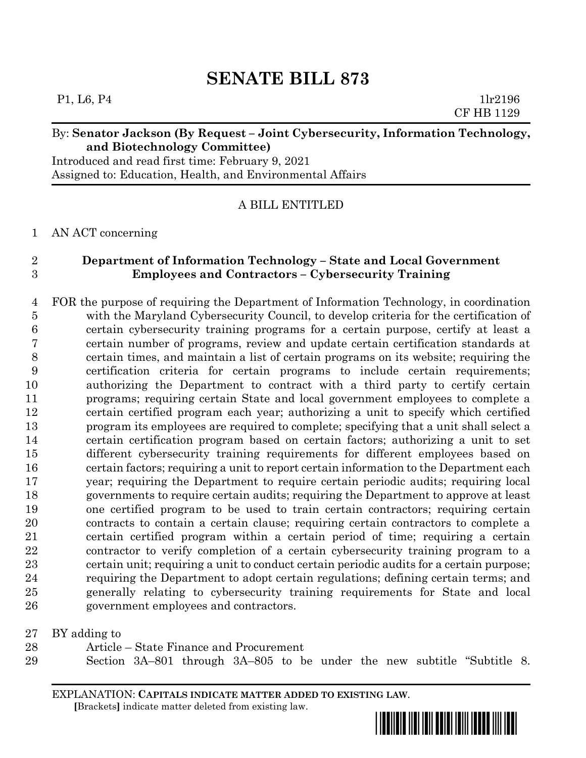# SENATE BILL 873

P1, L6, P4 1lr2196
CF HB 1129

By: **Senator Jackson (By Request – Joint Cybersecurity, Information Technology, and Biotechnology Committee)**
Introduced and read first time: February 9, 2021
Assigned to: Education, Health, and Environmental Affairs

A BILL ENTITLED

1 AN ACT concerning

2 **Department of Information Technology – State and Local Government**
3 **Employees and Contractors – Cybersecurity Training**

4 FOR the purpose of requiring the Department of Information Technology, in coordination
5 with the Maryland Cybersecurity Council, to develop criteria for the certification of
6 certain cybersecurity training programs for a certain purpose, certify at least a
7 certain number of programs, review and update certain certification standards at
8 certain times, and maintain a list of certain programs on its website; requiring the
9 certification criteria for certain programs to include certain requirements;
10 authorizing the Department to contract with a third party to certify certain
11 programs; requiring certain State and local government employees to complete a
12 certain certified program each year; authorizing a unit to specify which certified
13 program its employees are required to complete; specifying that a unit shall select a
14 certain certification program based on certain factors; authorizing a unit to set
15 different cybersecurity training requirements for different employees based on
16 certain factors; requiring a unit to report certain information to the Department each
17 year; requiring the Department to require certain periodic audits; requiring local
18 governments to require certain audits; requiring the Department to approve at least
19 one certified program to be used to train certain contractors; requiring certain
20 contracts to contain a certain clause; requiring certain contractors to complete a
21 certain certified program within a certain period of time; requiring a certain
22 contractor to verify completion of a certain cybersecurity training program to a
23 certain unit; requiring a unit to conduct certain periodic audits for a certain purpose;
24 requiring the Department to adopt certain regulations; defining certain terms; and
25 generally relating to cybersecurity training requirements for State and local
26 government employees and contractors.

27 BY adding to
28 Article – State Finance and Procurement
29 Section 3A–801 through 3A–805 to be under the new subtitle "Subtitle 8.

EXPLANATION: **CAPITALS INDICATE MATTER ADDED TO EXISTING LAW.**
**[**Brackets**]** indicate matter deleted from existing law.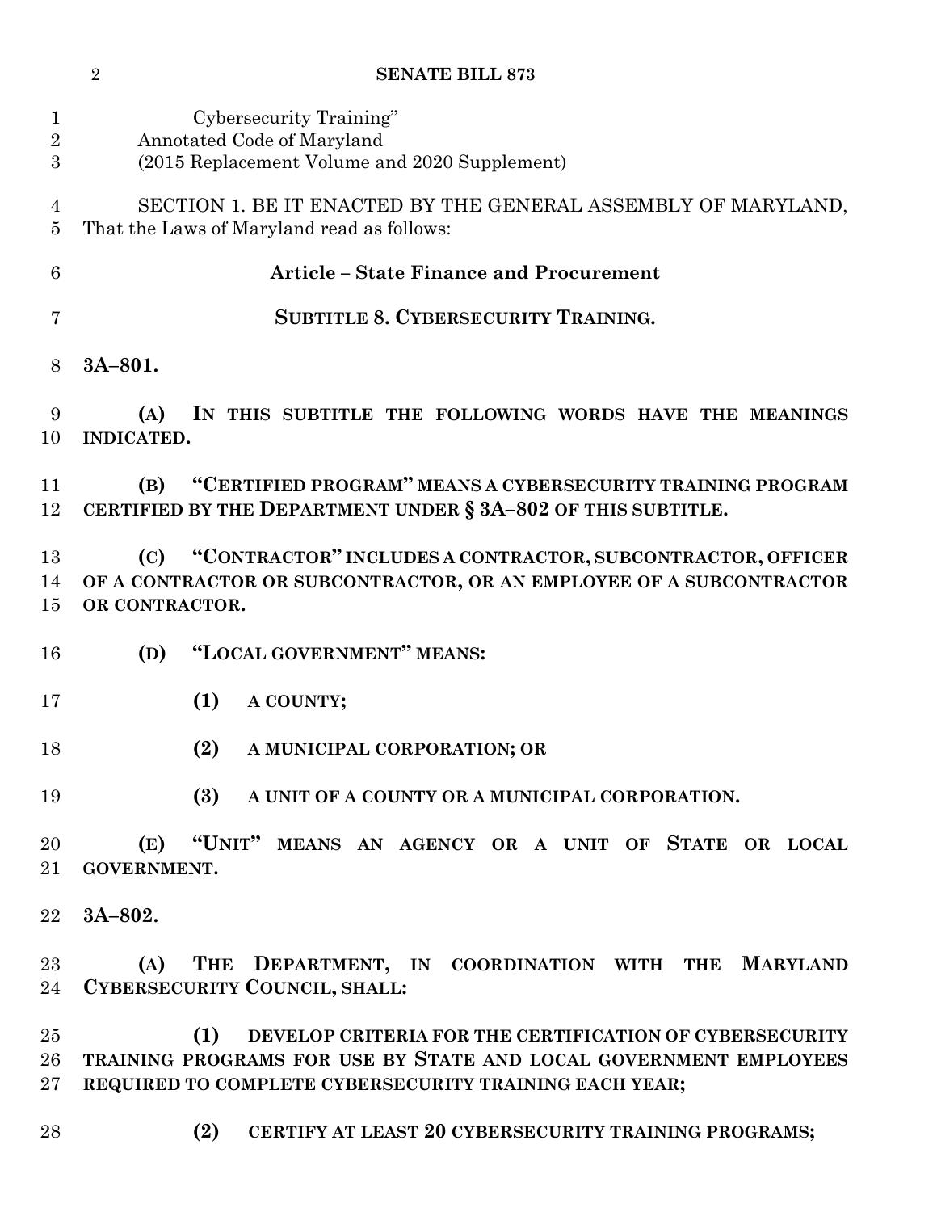Cybersecurity Training"
Annotated Code of Maryland
(2015 Replacement Volume and 2020 Supplement)

SECTION 1. BE IT ENACTED BY THE GENERAL ASSEMBLY OF MARYLAND, That the Laws of Maryland read as follows:

**Article – State Finance and Procurement**

**SUBTITLE 8. CYBERSECURITY TRAINING.**

**3A–801.**

**(A) IN THIS SUBTITLE THE FOLLOWING WORDS HAVE THE MEANINGS INDICATED.**

**(B) "CERTIFIED PROGRAM" MEANS A CYBERSECURITY TRAINING PROGRAM CERTIFIED BY THE DEPARTMENT UNDER § 3A–802 OF THIS SUBTITLE.**

**(C) "CONTRACTOR" INCLUDES A CONTRACTOR, SUBCONTRACTOR, OFFICER OF A CONTRACTOR OR SUBCONTRACTOR, OR AN EMPLOYEE OF A SUBCONTRACTOR OR CONTRACTOR.**

**(D) "LOCAL GOVERNMENT" MEANS:**

**(1) A COUNTY;**

**(2) A MUNICIPAL CORPORATION; OR**

**(3) A UNIT OF A COUNTY OR A MUNICIPAL CORPORATION.**

**(E) "UNIT" MEANS AN AGENCY OR A UNIT OF STATE OR LOCAL GOVERNMENT.**

**3A–802.**

**(A) THE DEPARTMENT, IN COORDINATION WITH THE MARYLAND CYBERSECURITY COUNCIL, SHALL:**

**(1) DEVELOP CRITERIA FOR THE CERTIFICATION OF CYBERSECURITY TRAINING PROGRAMS FOR USE BY STATE AND LOCAL GOVERNMENT EMPLOYEES REQUIRED TO COMPLETE CYBERSECURITY TRAINING EACH YEAR;**

**(2) CERTIFY AT LEAST 20 CYBERSECURITY TRAINING PROGRAMS;**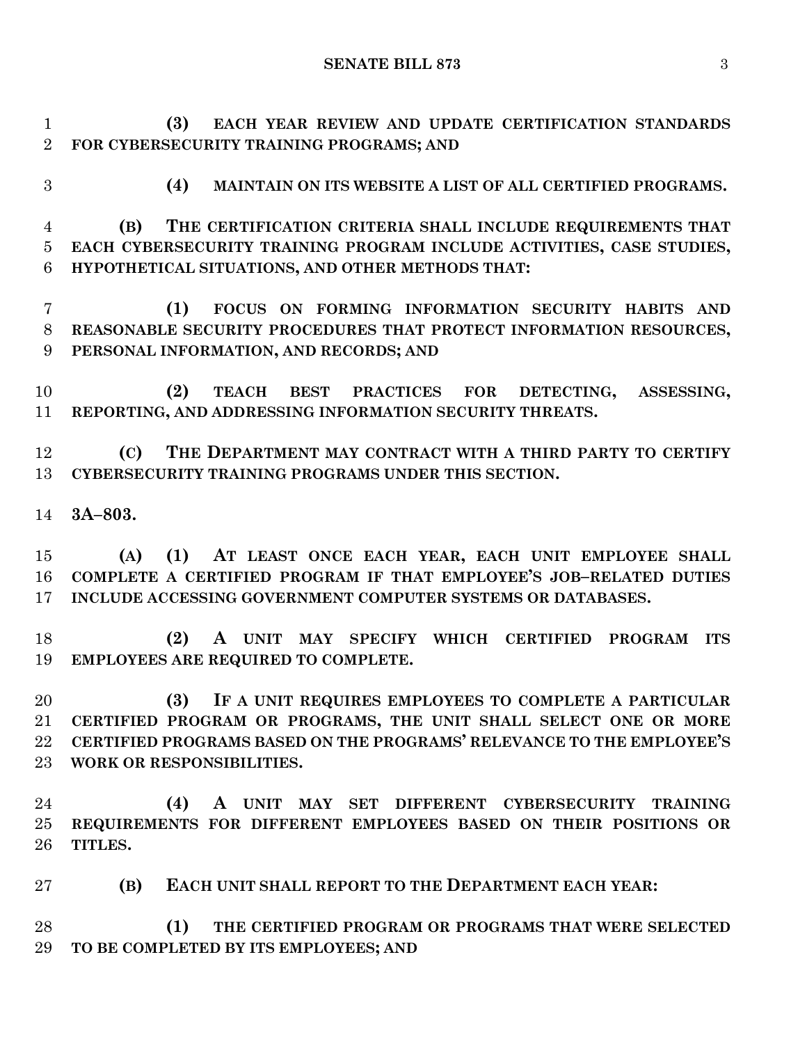**(3) EACH YEAR REVIEW AND UPDATE CERTIFICATION STANDARDS FOR CYBERSECURITY TRAINING PROGRAMS; AND**

**(4) MAINTAIN ON ITS WEBSITE A LIST OF ALL CERTIFIED PROGRAMS.**

**(B) THE CERTIFICATION CRITERIA SHALL INCLUDE REQUIREMENTS THAT EACH CYBERSECURITY TRAINING PROGRAM INCLUDE ACTIVITIES, CASE STUDIES, HYPOTHETICAL SITUATIONS, AND OTHER METHODS THAT:**

**(1) FOCUS ON FORMING INFORMATION SECURITY HABITS AND REASONABLE SECURITY PROCEDURES THAT PROTECT INFORMATION RESOURCES, PERSONAL INFORMATION, AND RECORDS; AND**

**(2) TEACH BEST PRACTICES FOR DETECTING, ASSESSING, REPORTING, AND ADDRESSING INFORMATION SECURITY THREATS.**

**(C) THE DEPARTMENT MAY CONTRACT WITH A THIRD PARTY TO CERTIFY CYBERSECURITY TRAINING PROGRAMS UNDER THIS SECTION.**

**3A–803.**

**(A) (1) AT LEAST ONCE EACH YEAR, EACH UNIT EMPLOYEE SHALL COMPLETE A CERTIFIED PROGRAM IF THAT EMPLOYEE'S JOB–RELATED DUTIES INCLUDE ACCESSING GOVERNMENT COMPUTER SYSTEMS OR DATABASES.**

**(2) A UNIT MAY SPECIFY WHICH CERTIFIED PROGRAM ITS EMPLOYEES ARE REQUIRED TO COMPLETE.**

**(3) IF A UNIT REQUIRES EMPLOYEES TO COMPLETE A PARTICULAR CERTIFIED PROGRAM OR PROGRAMS, THE UNIT SHALL SELECT ONE OR MORE CERTIFIED PROGRAMS BASED ON THE PROGRAMS' RELEVANCE TO THE EMPLOYEE'S WORK OR RESPONSIBILITIES.**

**(4) A UNIT MAY SET DIFFERENT CYBERSECURITY TRAINING REQUIREMENTS FOR DIFFERENT EMPLOYEES BASED ON THEIR POSITIONS OR TITLES.**

**(B) EACH UNIT SHALL REPORT TO THE DEPARTMENT EACH YEAR:**

**(1) THE CERTIFIED PROGRAM OR PROGRAMS THAT WERE SELECTED TO BE COMPLETED BY ITS EMPLOYEES; AND**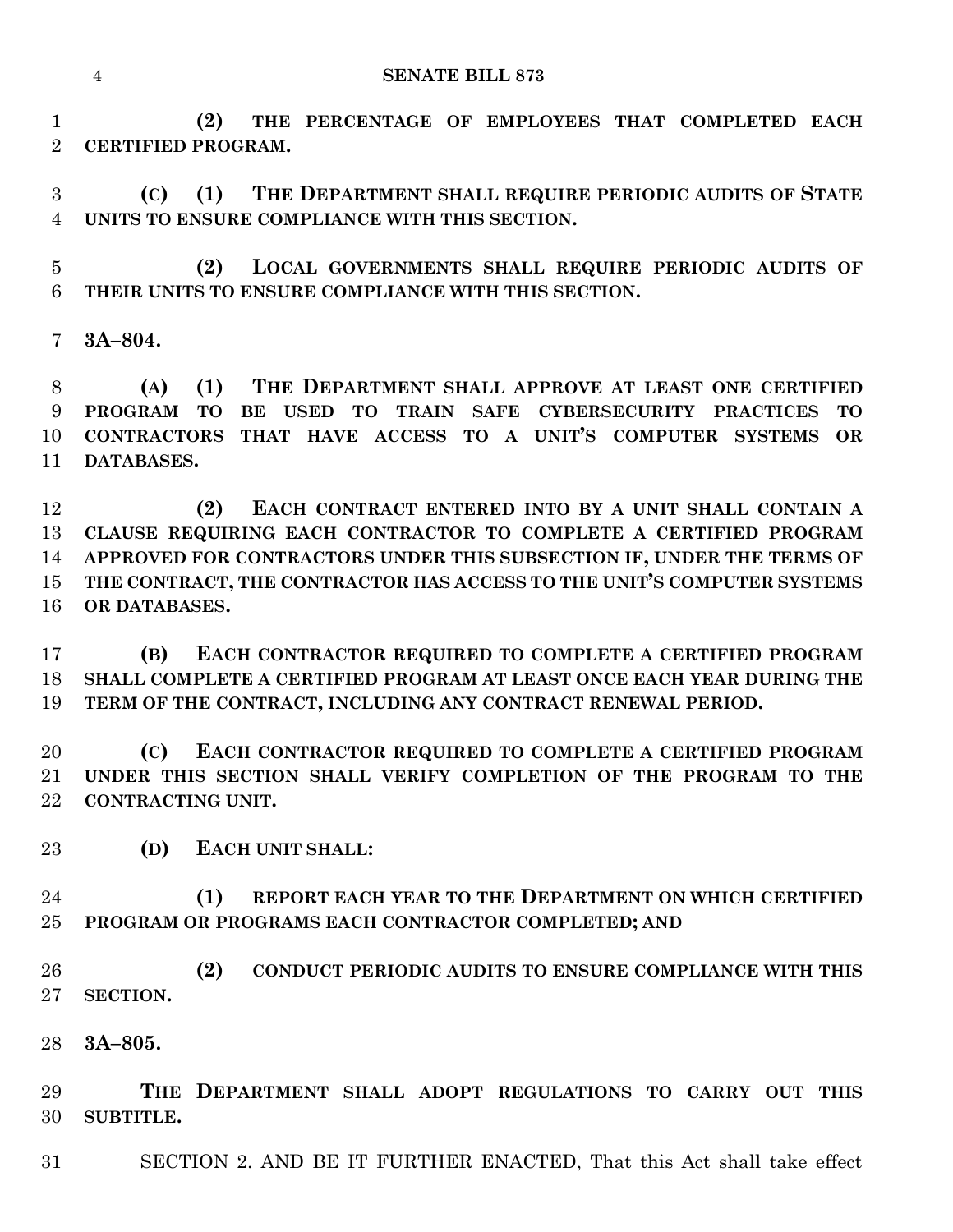**(2) THE PERCENTAGE OF EMPLOYEES THAT COMPLETED EACH CERTIFIED PROGRAM.**

**(C) (1) THE DEPARTMENT SHALL REQUIRE PERIODIC AUDITS OF STATE UNITS TO ENSURE COMPLIANCE WITH THIS SECTION.**

**(2) LOCAL GOVERNMENTS SHALL REQUIRE PERIODIC AUDITS OF THEIR UNITS TO ENSURE COMPLIANCE WITH THIS SECTION.**

**3A–804.**

**(A) (1) THE DEPARTMENT SHALL APPROVE AT LEAST ONE CERTIFIED PROGRAM TO BE USED TO TRAIN SAFE CYBERSECURITY PRACTICES TO CONTRACTORS THAT HAVE ACCESS TO A UNIT'S COMPUTER SYSTEMS OR DATABASES.**

**(2) EACH CONTRACT ENTERED INTO BY A UNIT SHALL CONTAIN A CLAUSE REQUIRING EACH CONTRACTOR TO COMPLETE A CERTIFIED PROGRAM APPROVED FOR CONTRACTORS UNDER THIS SUBSECTION IF, UNDER THE TERMS OF THE CONTRACT, THE CONTRACTOR HAS ACCESS TO THE UNIT'S COMPUTER SYSTEMS OR DATABASES.**

**(B) EACH CONTRACTOR REQUIRED TO COMPLETE A CERTIFIED PROGRAM SHALL COMPLETE A CERTIFIED PROGRAM AT LEAST ONCE EACH YEAR DURING THE TERM OF THE CONTRACT, INCLUDING ANY CONTRACT RENEWAL PERIOD.**

**(C) EACH CONTRACTOR REQUIRED TO COMPLETE A CERTIFIED PROGRAM UNDER THIS SECTION SHALL VERIFY COMPLETION OF THE PROGRAM TO THE CONTRACTING UNIT.**

**(D) EACH UNIT SHALL:**

**(1) REPORT EACH YEAR TO THE DEPARTMENT ON WHICH CERTIFIED PROGRAM OR PROGRAMS EACH CONTRACTOR COMPLETED; AND**

**(2) CONDUCT PERIODIC AUDITS TO ENSURE COMPLIANCE WITH THIS SECTION.**

**3A–805.**

**THE DEPARTMENT SHALL ADOPT REGULATIONS TO CARRY OUT THIS SUBTITLE.**

SECTION 2. AND BE IT FURTHER ENACTED, That this Act shall take effect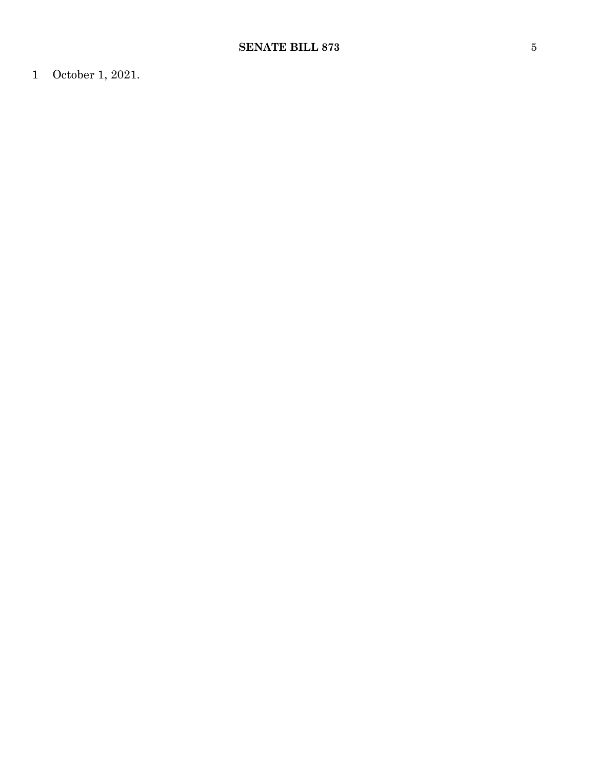October 1, 2021.